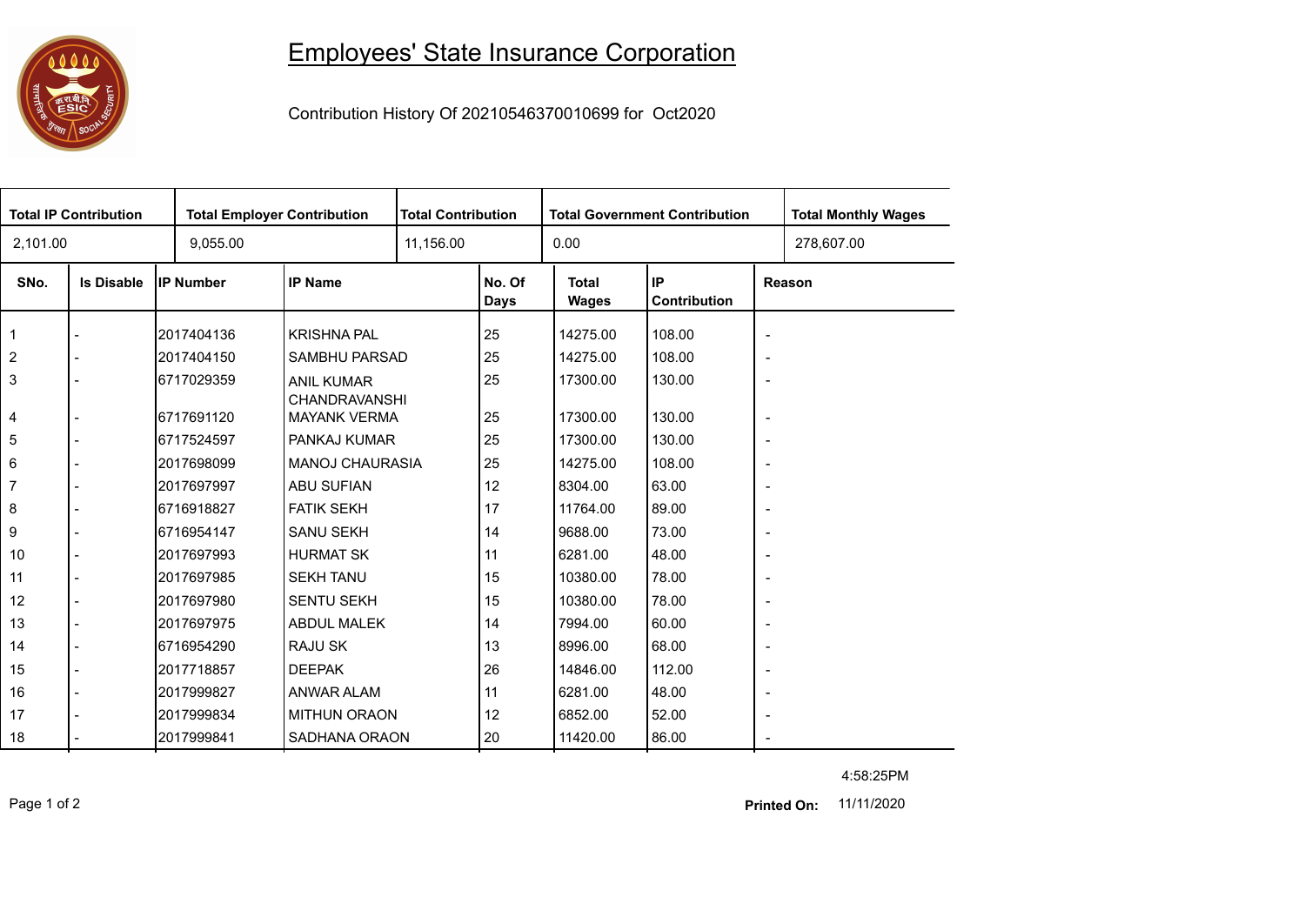# Employees' State Insurance Corporation

Contribution History Of 20210546370010699 for Oct2020

| Total IP Contribution | Total Employer Contribution | Total Contribution | Total Government Contribution | Total Monthly Wages |
|---|---|---|---|---|
| 2,101.00 | 9,055.00 | 11,156.00 | 0.00 | 278,607.00 |

| SNo. | Is Disable | IP Number | IP Name | No. Of Days | Total Wages | IP Contribution | Reason |
|---|---|---|---|---|---|---|---|
| 1 | - | 2017404136 | KRISHNA PAL | 25 | 14275.00 | 108.00 | - |
| 2 | - | 2017404150 | SAMBHU PARSAD | 25 | 14275.00 | 108.00 | - |
| 3 | - | 6717029359 | ANIL KUMAR CHANDRAVANSHI | 25 | 17300.00 | 130.00 | - |
| 4 | - | 6717691120 | MAYANK VERMA | 25 | 17300.00 | 130.00 | - |
| 5 | - | 6717524597 | PANKAJ KUMAR | 25 | 17300.00 | 130.00 | - |
| 6 | - | 2017698099 | MANOJ CHAURASIA | 25 | 14275.00 | 108.00 | - |
| 7 | - | 2017697997 | ABU SUFIAN | 12 | 8304.00 | 63.00 | - |
| 8 | - | 6716918827 | FATIK SEKH | 17 | 11764.00 | 89.00 | - |
| 9 | - | 6716954147 | SANU SEKH | 14 | 9688.00 | 73.00 | - |
| 10 | - | 2017697993 | HURMAT SK | 11 | 6281.00 | 48.00 | - |
| 11 | - | 2017697985 | SEKH TANU | 15 | 10380.00 | 78.00 | - |
| 12 | - | 2017697980 | SENTU SEKH | 15 | 10380.00 | 78.00 | - |
| 13 | - | 2017697975 | ABDUL MALEK | 14 | 7994.00 | 60.00 | - |
| 14 | - | 6716954290 | RAJU SK | 13 | 8996.00 | 68.00 | - |
| 15 | - | 2017718857 | DEEPAK | 26 | 14846.00 | 112.00 | - |
| 16 | - | 2017999827 | ANWAR ALAM | 11 | 6281.00 | 48.00 | - |
| 17 | - | 2017999834 | MITHUN ORAON | 12 | 6852.00 | 52.00 | - |
| 18 | - | 2017999841 | SADHANA ORAON | 20 | 11420.00 | 86.00 | - |

4:58:25PM

**Printed On:** 11/11/2020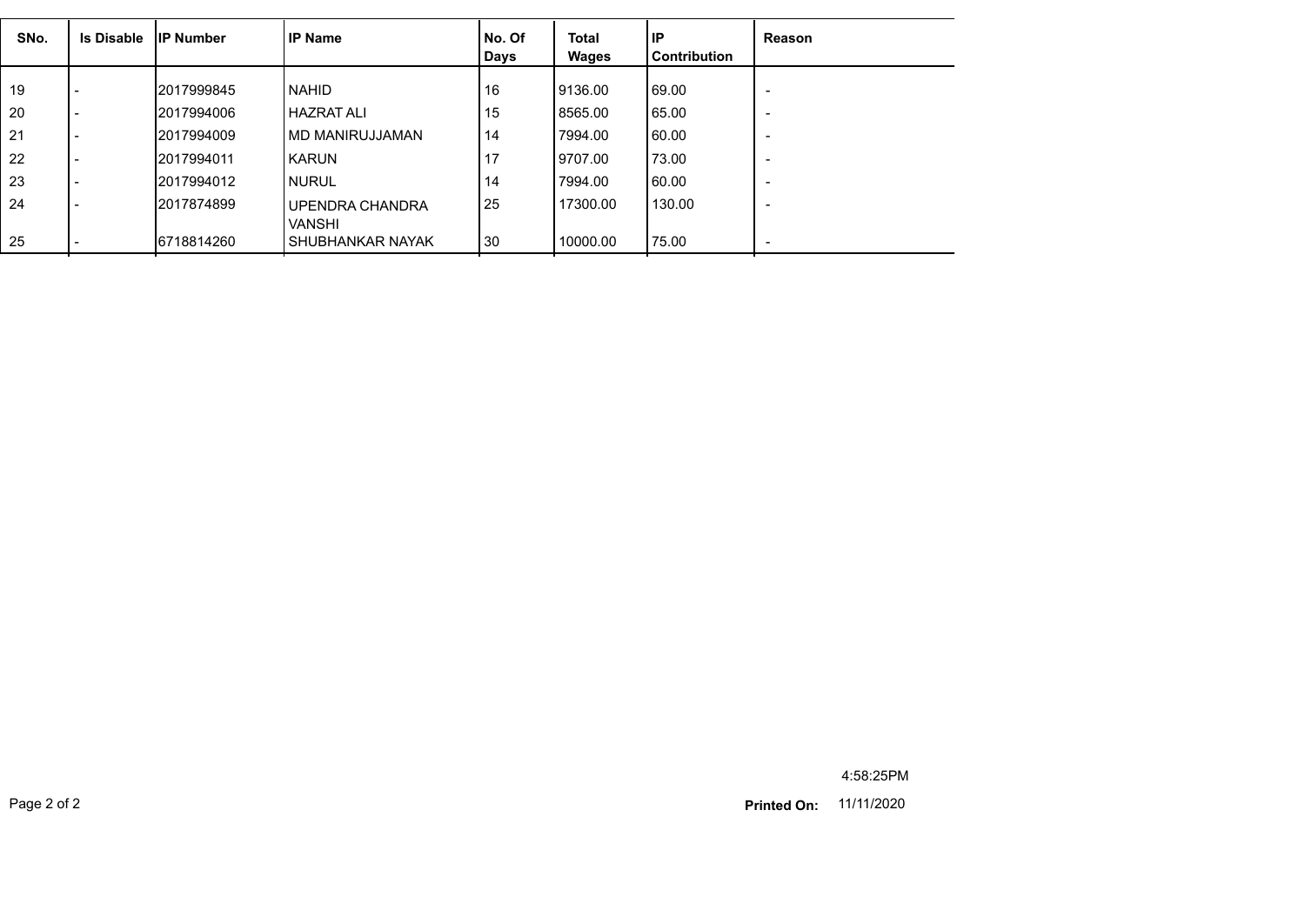| SNo. | Is Disable | IP Number | IP Name | No. Of Days | Total Wages | IP Contribution | Reason |
|---|---|---|---|---|---|---|---|
| 19 | - | 2017999845 | NAHID | 16 | 9136.00 | 69.00 | - |
| 20 | - | 2017994006 | HAZRAT ALI | 15 | 8565.00 | 65.00 | - |
| 21 | - | 2017994009 | MD MANIRUJJAMAN | 14 | 7994.00 | 60.00 | - |
| 22 | - | 2017994011 | KARUN | 17 | 9707.00 | 73.00 | - |
| 23 | - | 2017994012 | NURUL | 14 | 7994.00 | 60.00 | - |
| 24 | - | 2017874899 | UPENDRA CHANDRA VANSHI | 25 | 17300.00 | 130.00 | - |
| 25 | - | 6718814260 | SHUBHANKAR NAYAK | 30 | 10000.00 | 75.00 | - |

4:58:25PM

**Printed On:** 11/11/2020